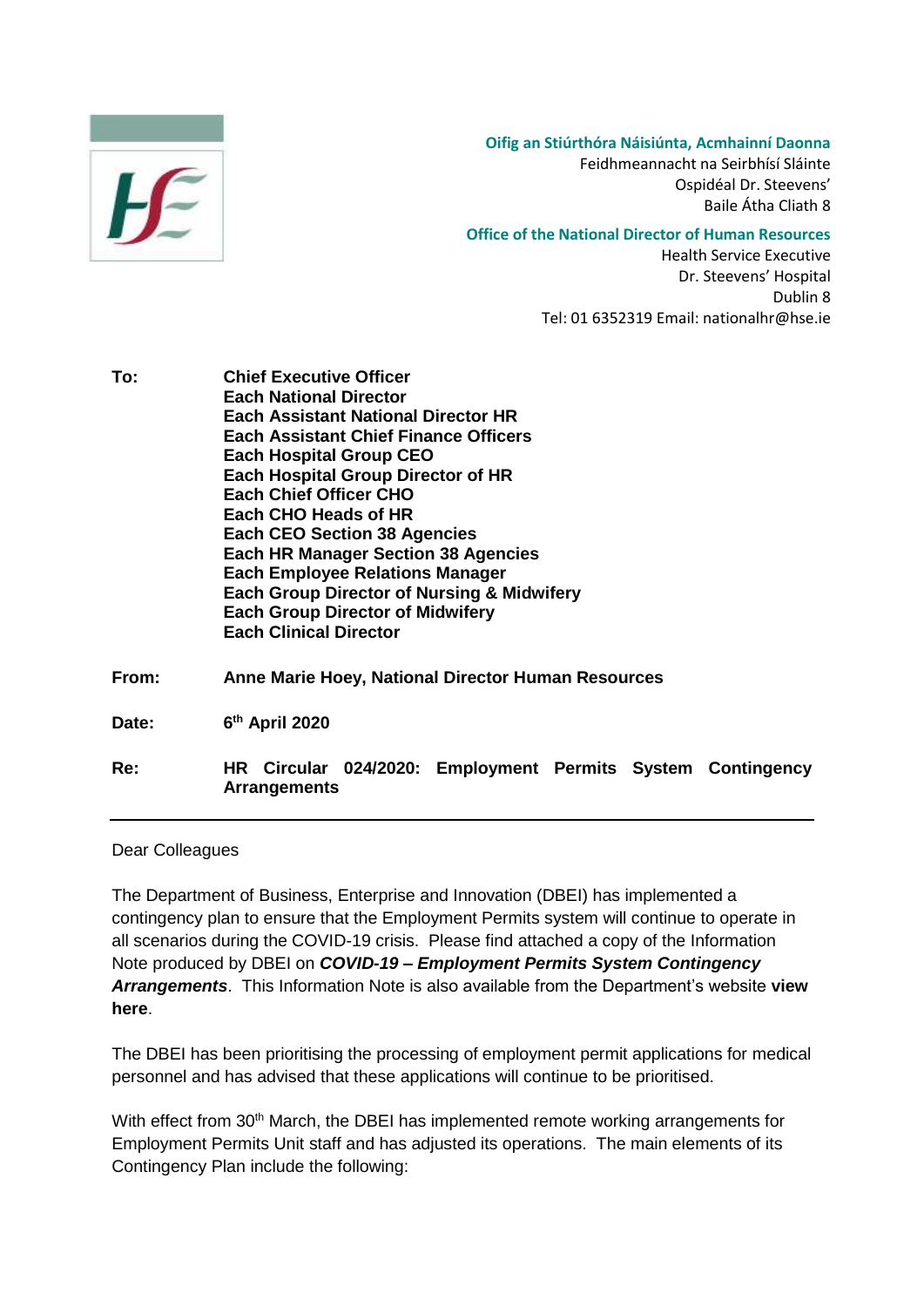**Oifig an Stiúrthóra Náisiúnta, Acmhainní Daonna**
Feidhmeannacht na Seirbhísí Sláinte
Ospidéal Dr. Steevens'
Baile Átha Cliath 8

**Office of the National Director of Human Resources**
Health Service Executive
Dr. Steevens' Hospital
Dublin 8
Tel: 01 6352319 Email: nationalhr@hse.ie

**To:** **Chief Executive Officer**
**Each National Director**
**Each Assistant National Director HR**
**Each Assistant Chief Finance Officers**
**Each Hospital Group CEO**
**Each Hospital Group Director of HR**
**Each Chief Officer CHO**
**Each CHO Heads of HR**
**Each CEO Section 38 Agencies**
**Each HR Manager Section 38 Agencies**
**Each Employee Relations Manager**
**Each Group Director of Nursing & Midwifery**
**Each Group Director of Midwifery**
**Each Clinical Director**

**From:** **Anne Marie Hoey, National Director Human Resources**

**Date:** **6th April 2020**

**Re:** **HR Circular 024/2020: Employment Permits System Contingency Arrangements**

---

Dear Colleagues

The Department of Business, Enterprise and Innovation (DBEI) has implemented a contingency plan to ensure that the Employment Permits system will continue to operate in all scenarios during the COVID-19 crisis. Please find attached a copy of the Information Note produced by DBEI on ***COVID-19 – Employment Permits System Contingency Arrangements***. This Information Note is also available from the Department's website **view here**.

The DBEI has been prioritising the processing of employment permit applications for medical personnel and has advised that these applications will continue to be prioritised.

With effect from 30th March, the DBEI has implemented remote working arrangements for Employment Permits Unit staff and has adjusted its operations. The main elements of its Contingency Plan include the following: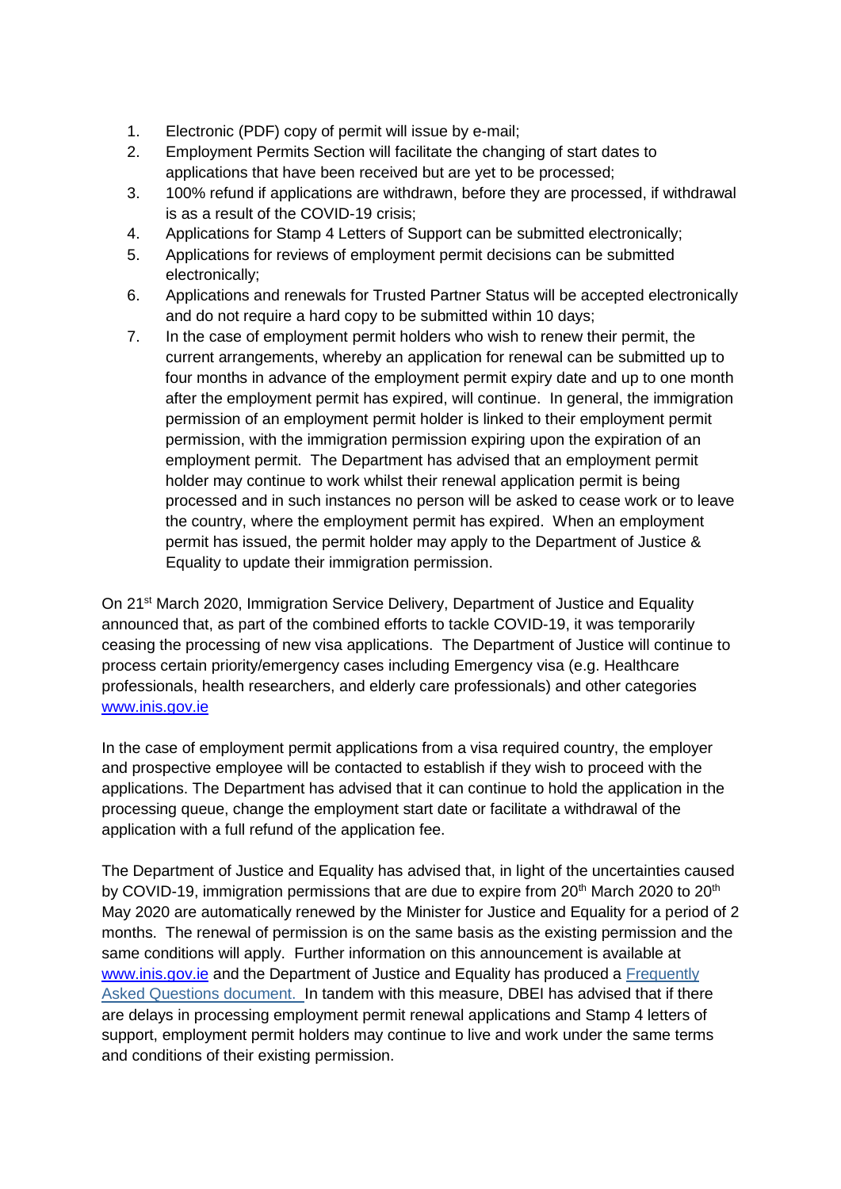1. Electronic (PDF) copy of permit will issue by e-mail;
2. Employment Permits Section will facilitate the changing of start dates to applications that have been received but are yet to be processed;
3. 100% refund if applications are withdrawn, before they are processed, if withdrawal is as a result of the COVID-19 crisis;
4. Applications for Stamp 4 Letters of Support can be submitted electronically;
5. Applications for reviews of employment permit decisions can be submitted electronically;
6. Applications and renewals for Trusted Partner Status will be accepted electronically and do not require a hard copy to be submitted within 10 days;
7. In the case of employment permit holders who wish to renew their permit, the current arrangements, whereby an application for renewal can be submitted up to four months in advance of the employment permit expiry date and up to one month after the employment permit has expired, will continue. In general, the immigration permission of an employment permit holder is linked to their employment permit permission, with the immigration permission expiring upon the expiration of an employment permit. The Department has advised that an employment permit holder may continue to work whilst their renewal application permit is being processed and in such instances no person will be asked to cease work or to leave the country, where the employment permit has expired. When an employment permit has issued, the permit holder may apply to the Department of Justice & Equality to update their immigration permission.

On 21st March 2020, Immigration Service Delivery, Department of Justice and Equality announced that, as part of the combined efforts to tackle COVID-19, it was temporarily ceasing the processing of new visa applications. The Department of Justice will continue to process certain priority/emergency cases including Emergency visa (e.g. Healthcare professionals, health researchers, and elderly care professionals) and other categories [www.inis.gov.ie](http://www.inis.gov.ie)

In the case of employment permit applications from a visa required country, the employer and prospective employee will be contacted to establish if they wish to proceed with the applications. The Department has advised that it can continue to hold the application in the processing queue, change the employment start date or facilitate a withdrawal of the application with a full refund of the application fee.

The Department of Justice and Equality has advised that, in light of the uncertainties caused by COVID-19, immigration permissions that are due to expire from 20th March 2020 to 20th May 2020 are automatically renewed by the Minister for Justice and Equality for a period of 2 months. The renewal of permission is on the same basis as the existing permission and the same conditions will apply. Further information on this announcement is available at [www.inis.gov.ie](http://www.inis.gov.ie) and the Department of Justice and Equality has produced a Frequently Asked Questions document. In tandem with this measure, DBEI has advised that if there are delays in processing employment permit renewal applications and Stamp 4 letters of support, employment permit holders may continue to live and work under the same terms and conditions of their existing permission.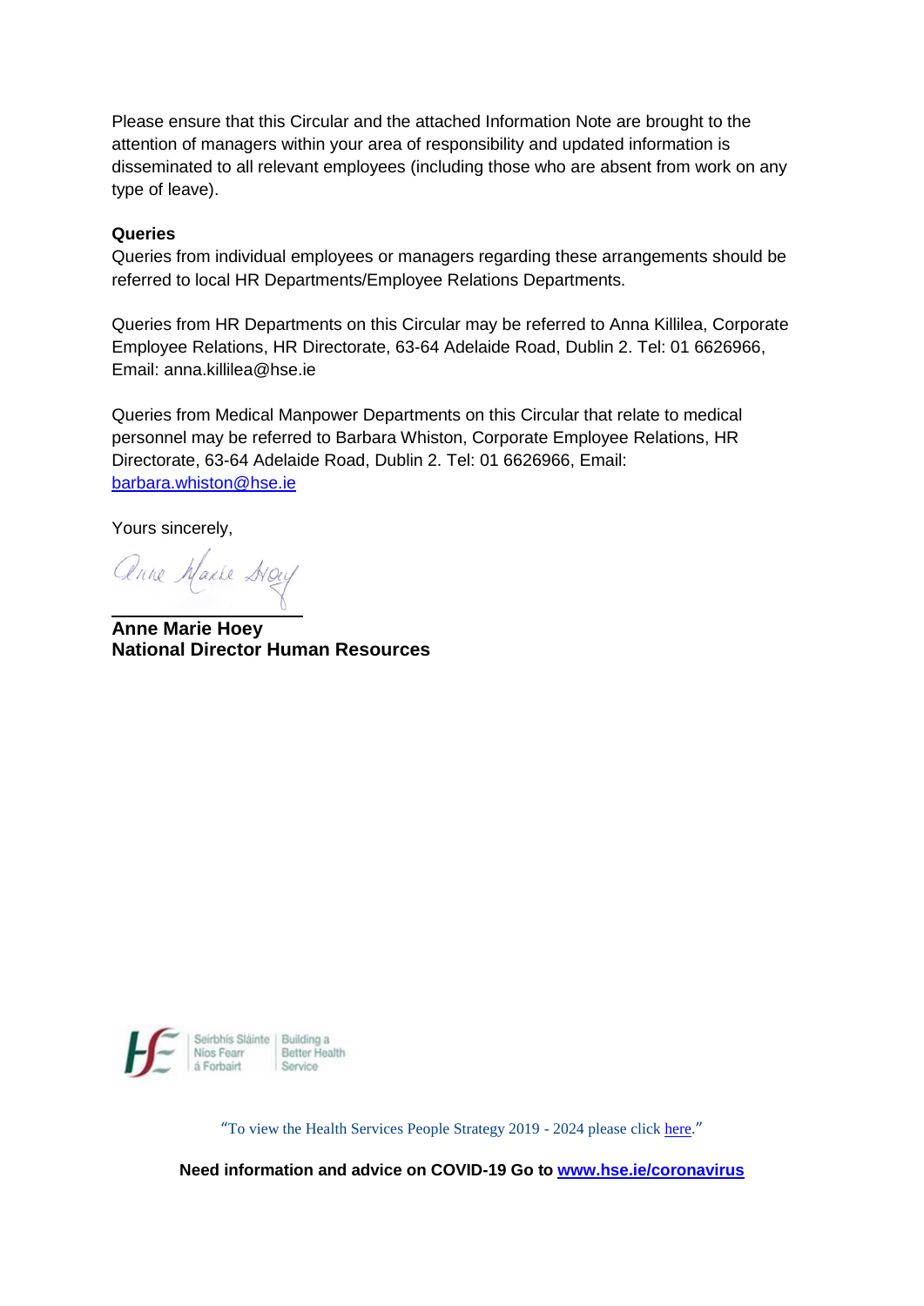Please ensure that this Circular and the attached Information Note are brought to the attention of managers within your area of responsibility and updated information is disseminated to all relevant employees (including those who are absent from work on any type of leave).

**Queries**

Queries from individual employees or managers regarding these arrangements should be referred to local HR Departments/Employee Relations Departments.

Queries from HR Departments on this Circular may be referred to Anna Killilea, Corporate Employee Relations, HR Directorate, 63-64 Adelaide Road, Dublin 2. Tel: 01 6626966, Email: anna.killilea@hse.ie

Queries from Medical Manpower Departments on this Circular that relate to medical personnel may be referred to Barbara Whiston, Corporate Employee Relations, HR Directorate, 63-64 Adelaide Road, Dublin 2. Tel: 01 6626966, Email: barbara.whiston@hse.ie

Yours sincerely,

**Anne Marie Hoey**
**National Director Human Resources**

Seirbhís Sláinte Níos Fearr á Forbairt | Building a Better Health Service

"To view the Health Services People Strategy 2019 - 2024 please click here."

**Need information and advice on COVID-19 Go to www.hse.ie/coronavirus**